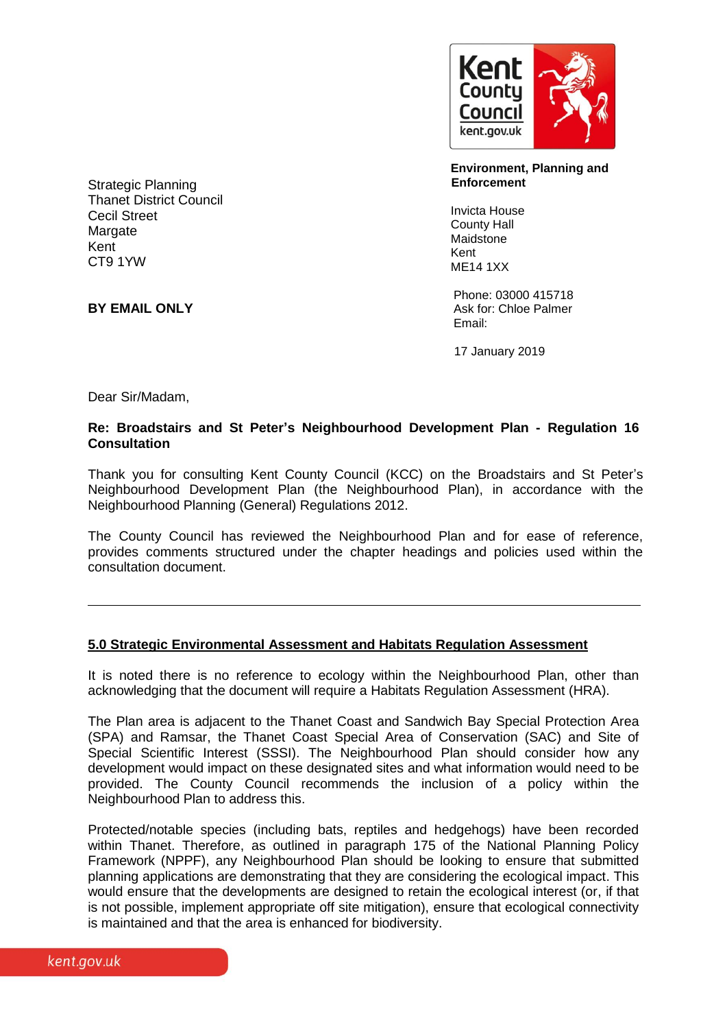Kent County Council
kent.gov.uk

**Environment, Planning and Enforcement**

Invicta House
County Hall
Maidstone
Kent
ME14 1XX

Phone: 03000 415718
Ask for: Chloe Palmer
Email:

17 January 2019

Strategic Planning
Thanet District Council
Cecil Street
Margate
Kent
CT9 1YW

**BY EMAIL ONLY**

Dear Sir/Madam,

**Re: Broadstairs and St Peter's Neighbourhood Development Plan - Regulation 16 Consultation**

Thank you for consulting Kent County Council (KCC) on the Broadstairs and St Peter's Neighbourhood Development Plan (the Neighbourhood Plan), in accordance with the Neighbourhood Planning (General) Regulations 2012.

The County Council has reviewed the Neighbourhood Plan and for ease of reference, provides comments structured under the chapter headings and policies used within the consultation document.

---

**5.0 Strategic Environmental Assessment and Habitats Regulation Assessment**

It is noted there is no reference to ecology within the Neighbourhood Plan, other than acknowledging that the document will require a Habitats Regulation Assessment (HRA).

The Plan area is adjacent to the Thanet Coast and Sandwich Bay Special Protection Area (SPA) and Ramsar, the Thanet Coast Special Area of Conservation (SAC) and Site of Special Scientific Interest (SSSI). The Neighbourhood Plan should consider how any development would impact on these designated sites and what information would need to be provided. The County Council recommends the inclusion of a policy within the Neighbourhood Plan to address this.

Protected/notable species (including bats, reptiles and hedgehogs) have been recorded within Thanet. Therefore, as outlined in paragraph 175 of the National Planning Policy Framework (NPPF), any Neighbourhood Plan should be looking to ensure that submitted planning applications are demonstrating that they are considering the ecological impact. This would ensure that the developments are designed to retain the ecological interest (or, if that is not possible, implement appropriate off site mitigation), ensure that ecological connectivity is maintained and that the area is enhanced for biodiversity.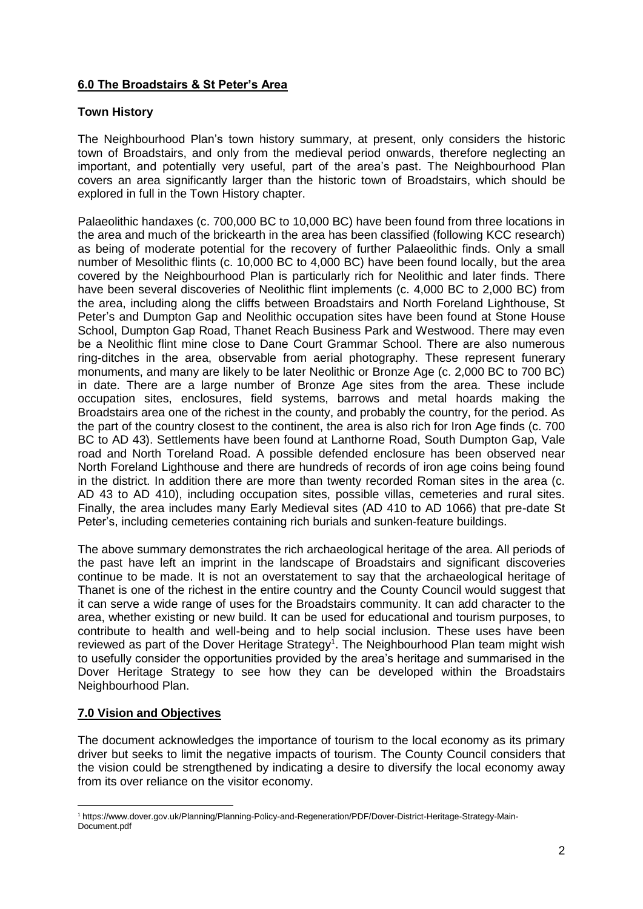## 6.0 The Broadstairs & St Peter's Area

### Town History

The Neighbourhood Plan's town history summary, at present, only considers the historic town of Broadstairs, and only from the medieval period onwards, therefore neglecting an important, and potentially very useful, part of the area's past. The Neighbourhood Plan covers an area significantly larger than the historic town of Broadstairs, which should be explored in full in the Town History chapter.

Palaeolithic handaxes (c. 700,000 BC to 10,000 BC) have been found from three locations in the area and much of the brickearth in the area has been classified (following KCC research) as being of moderate potential for the recovery of further Palaeolithic finds. Only a small number of Mesolithic flints (c. 10,000 BC to 4,000 BC) have been found locally, but the area covered by the Neighbourhood Plan is particularly rich for Neolithic and later finds. There have been several discoveries of Neolithic flint implements (c. 4,000 BC to 2,000 BC) from the area, including along the cliffs between Broadstairs and North Foreland Lighthouse, St Peter's and Dumpton Gap and Neolithic occupation sites have been found at Stone House School, Dumpton Gap Road, Thanet Reach Business Park and Westwood. There may even be a Neolithic flint mine close to Dane Court Grammar School. There are also numerous ring-ditches in the area, observable from aerial photography. These represent funerary monuments, and many are likely to be later Neolithic or Bronze Age (c. 2,000 BC to 700 BC) in date. There are a large number of Bronze Age sites from the area. These include occupation sites, enclosures, field systems, barrows and metal hoards making the Broadstairs area one of the richest in the county, and probably the country, for the period. As the part of the country closest to the continent, the area is also rich for Iron Age finds (c. 700 BC to AD 43). Settlements have been found at Lanthorne Road, South Dumpton Gap, Vale road and North Toreland Road. A possible defended enclosure has been observed near North Foreland Lighthouse and there are hundreds of records of iron age coins being found in the district. In addition there are more than twenty recorded Roman sites in the area (c. AD 43 to AD 410), including occupation sites, possible villas, cemeteries and rural sites. Finally, the area includes many Early Medieval sites (AD 410 to AD 1066) that pre-date St Peter's, including cemeteries containing rich burials and sunken-feature buildings.

The above summary demonstrates the rich archaeological heritage of the area. All periods of the past have left an imprint in the landscape of Broadstairs and significant discoveries continue to be made. It is not an overstatement to say that the archaeological heritage of Thanet is one of the richest in the entire country and the County Council would suggest that it can serve a wide range of uses for the Broadstairs community. It can add character to the area, whether existing or new build. It can be used for educational and tourism purposes, to contribute to health and well-being and to help social inclusion. These uses have been reviewed as part of the Dover Heritage Strategy[1]. The Neighbourhood Plan team might wish to usefully consider the opportunities provided by the area's heritage and summarised in the Dover Heritage Strategy to see how they can be developed within the Broadstairs Neighbourhood Plan.

## 7.0 Vision and Objectives

The document acknowledges the importance of tourism to the local economy as its primary driver but seeks to limit the negative impacts of tourism. The County Council considers that the vision could be strengthened by indicating a desire to diversify the local economy away from its over reliance on the visitor economy.

[1] https://www.dover.gov.uk/Planning/Planning-Policy-and-Regeneration/PDF/Dover-District-Heritage-Strategy-Main-Document.pdf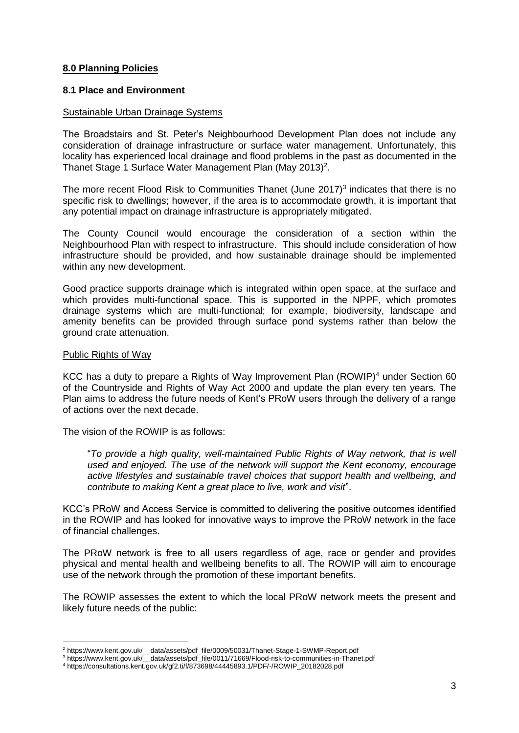## 8.0 Planning Policies

### 8.1 Place and Environment

Sustainable Urban Drainage Systems

The Broadstairs and St. Peter's Neighbourhood Development Plan does not include any consideration of drainage infrastructure or surface water management. Unfortunately, this locality has experienced local drainage and flood problems in the past as documented in the Thanet Stage 1 Surface Water Management Plan (May 2013)[2].

The more recent Flood Risk to Communities Thanet (June 2017)[3] indicates that there is no specific risk to dwellings; however, if the area is to accommodate growth, it is important that any potential impact on drainage infrastructure is appropriately mitigated.

The County Council would encourage the consideration of a section within the Neighbourhood Plan with respect to infrastructure. This should include consideration of how infrastructure should be provided, and how sustainable drainage should be implemented within any new development.

Good practice supports drainage which is integrated within open space, at the surface and which provides multi-functional space. This is supported in the NPPF, which promotes drainage systems which are multi-functional; for example, biodiversity, landscape and amenity benefits can be provided through surface pond systems rather than below the ground crate attenuation.

Public Rights of Way

KCC has a duty to prepare a Rights of Way Improvement Plan (ROWIP)[4] under Section 60 of the Countryside and Rights of Way Act 2000 and update the plan every ten years. The Plan aims to address the future needs of Kent's PRoW users through the delivery of a range of actions over the next decade.

The vision of the ROWIP is as follows:

> "*To provide a high quality, well-maintained Public Rights of Way network, that is well used and enjoyed. The use of the network will support the Kent economy, encourage active lifestyles and sustainable travel choices that support health and wellbeing, and contribute to making Kent a great place to live, work and visit*".

KCC's PRoW and Access Service is committed to delivering the positive outcomes identified in the ROWIP and has looked for innovative ways to improve the PRoW network in the face of financial challenges.

The PRoW network is free to all users regardless of age, race or gender and provides physical and mental health and wellbeing benefits to all. The ROWIP will aim to encourage use of the network through the promotion of these important benefits.

The ROWIP assesses the extent to which the local PRoW network meets the present and likely future needs of the public:

---

[2] https://www.kent.gov.uk/__data/assets/pdf_file/0009/50031/Thanet-Stage-1-SWMP-Report.pdf

[3] https://www.kent.gov.uk/__data/assets/pdf_file/0011/71669/Flood-risk-to-communities-in-Thanet.pdf

[4] https://consultations.kent.gov.uk/gf2.ti/f/873698/44445893.1/PDF/-/ROWIP_20182028.pdf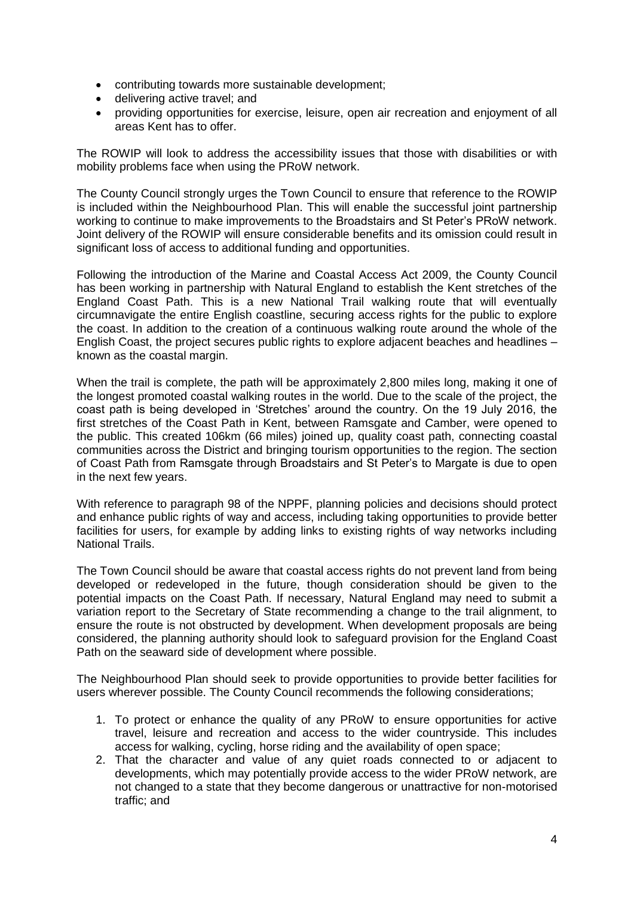- contributing towards more sustainable development;
- delivering active travel; and
- providing opportunities for exercise, leisure, open air recreation and enjoyment of all areas Kent has to offer.

The ROWIP will look to address the accessibility issues that those with disabilities or with mobility problems face when using the PRoW network.

The County Council strongly urges the Town Council to ensure that reference to the ROWIP is included within the Neighbourhood Plan. This will enable the successful joint partnership working to continue to make improvements to the Broadstairs and St Peter's PRoW network. Joint delivery of the ROWIP will ensure considerable benefits and its omission could result in significant loss of access to additional funding and opportunities.

Following the introduction of the Marine and Coastal Access Act 2009, the County Council has been working in partnership with Natural England to establish the Kent stretches of the England Coast Path. This is a new National Trail walking route that will eventually circumnavigate the entire English coastline, securing access rights for the public to explore the coast. In addition to the creation of a continuous walking route around the whole of the English Coast, the project secures public rights to explore adjacent beaches and headlines – known as the coastal margin.

When the trail is complete, the path will be approximately 2,800 miles long, making it one of the longest promoted coastal walking routes in the world. Due to the scale of the project, the coast path is being developed in 'Stretches' around the country. On the 19 July 2016, the first stretches of the Coast Path in Kent, between Ramsgate and Camber, were opened to the public. This created 106km (66 miles) joined up, quality coast path, connecting coastal communities across the District and bringing tourism opportunities to the region. The section of Coast Path from Ramsgate through Broadstairs and St Peter's to Margate is due to open in the next few years.

With reference to paragraph 98 of the NPPF, planning policies and decisions should protect and enhance public rights of way and access, including taking opportunities to provide better facilities for users, for example by adding links to existing rights of way networks including National Trails.

The Town Council should be aware that coastal access rights do not prevent land from being developed or redeveloped in the future, though consideration should be given to the potential impacts on the Coast Path. If necessary, Natural England may need to submit a variation report to the Secretary of State recommending a change to the trail alignment, to ensure the route is not obstructed by development. When development proposals are being considered, the planning authority should look to safeguard provision for the England Coast Path on the seaward side of development where possible.

The Neighbourhood Plan should seek to provide opportunities to provide better facilities for users wherever possible. The County Council recommends the following considerations;

1. To protect or enhance the quality of any PRoW to ensure opportunities for active travel, leisure and recreation and access to the wider countryside. This includes access for walking, cycling, horse riding and the availability of open space;
2. That the character and value of any quiet roads connected to or adjacent to developments, which may potentially provide access to the wider PRoW network, are not changed to a state that they become dangerous or unattractive for non-motorised traffic; and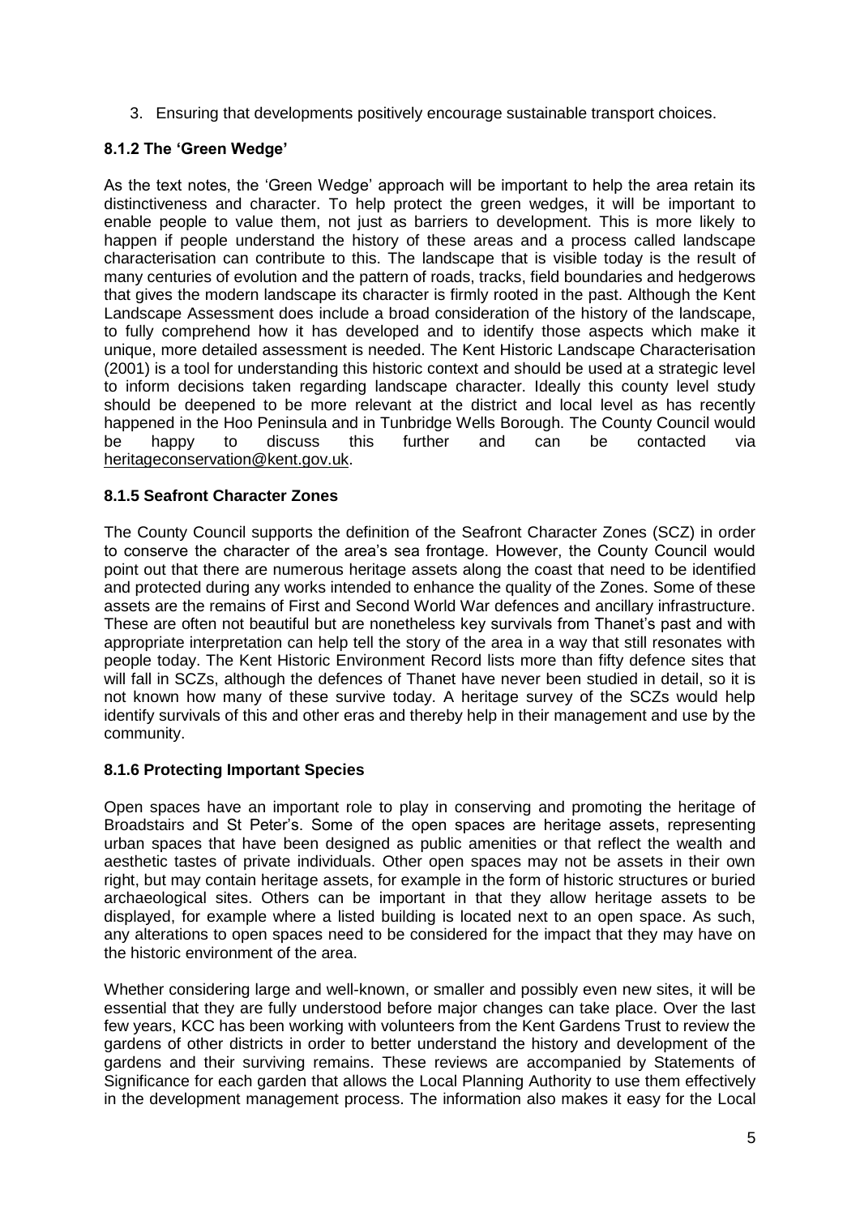3. Ensuring that developments positively encourage sustainable transport choices.

**8.1.2 The 'Green Wedge'**

As the text notes, the 'Green Wedge' approach will be important to help the area retain its distinctiveness and character. To help protect the green wedges, it will be important to enable people to value them, not just as barriers to development. This is more likely to happen if people understand the history of these areas and a process called landscape characterisation can contribute to this. The landscape that is visible today is the result of many centuries of evolution and the pattern of roads, tracks, field boundaries and hedgerows that gives the modern landscape its character is firmly rooted in the past. Although the Kent Landscape Assessment does include a broad consideration of the history of the landscape, to fully comprehend how it has developed and to identify those aspects which make it unique, more detailed assessment is needed. The Kent Historic Landscape Characterisation (2001) is a tool for understanding this historic context and should be used at a strategic level to inform decisions taken regarding landscape character. Ideally this county level study should be deepened to be more relevant at the district and local level as has recently happened in the Hoo Peninsula and in Tunbridge Wells Borough. The County Council would be happy to discuss this further and can be contacted via heritageconservation@kent.gov.uk.

**8.1.5 Seafront Character Zones**

The County Council supports the definition of the Seafront Character Zones (SCZ) in order to conserve the character of the area's sea frontage. However, the County Council would point out that there are numerous heritage assets along the coast that need to be identified and protected during any works intended to enhance the quality of the Zones. Some of these assets are the remains of First and Second World War defences and ancillary infrastructure. These are often not beautiful but are nonetheless key survivals from Thanet's past and with appropriate interpretation can help tell the story of the area in a way that still resonates with people today. The Kent Historic Environment Record lists more than fifty defence sites that will fall in SCZs, although the defences of Thanet have never been studied in detail, so it is not known how many of these survive today. A heritage survey of the SCZs would help identify survivals of this and other eras and thereby help in their management and use by the community.

**8.1.6 Protecting Important Species**

Open spaces have an important role to play in conserving and promoting the heritage of Broadstairs and St Peter's. Some of the open spaces are heritage assets, representing urban spaces that have been designed as public amenities or that reflect the wealth and aesthetic tastes of private individuals. Other open spaces may not be assets in their own right, but may contain heritage assets, for example in the form of historic structures or buried archaeological sites. Others can be important in that they allow heritage assets to be displayed, for example where a listed building is located next to an open space. As such, any alterations to open spaces need to be considered for the impact that they may have on the historic environment of the area.

Whether considering large and well-known, or smaller and possibly even new sites, it will be essential that they are fully understood before major changes can take place. Over the last few years, KCC has been working with volunteers from the Kent Gardens Trust to review the gardens of other districts in order to better understand the history and development of the gardens and their surviving remains. These reviews are accompanied by Statements of Significance for each garden that allows the Local Planning Authority to use them effectively in the development management process. The information also makes it easy for the Local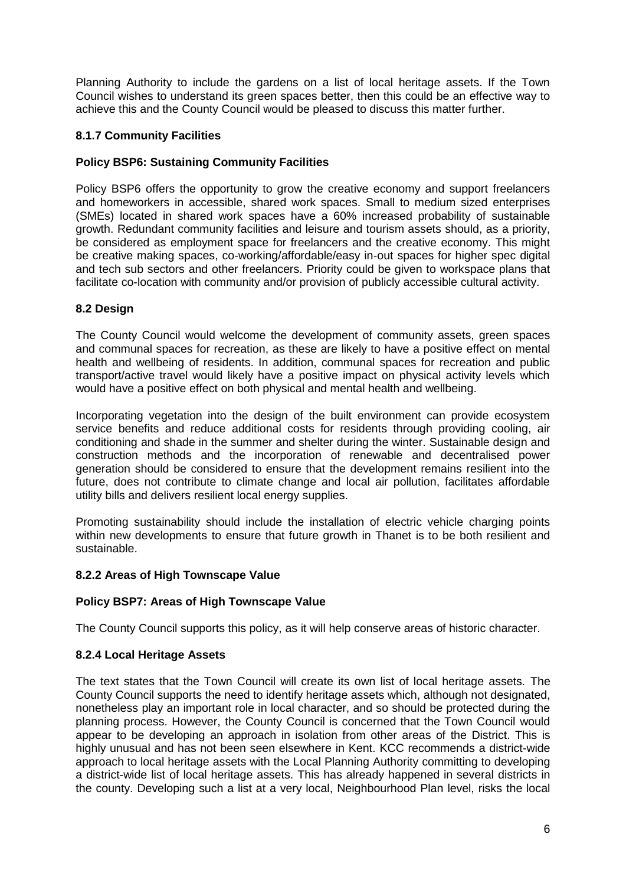Planning Authority to include the gardens on a list of local heritage assets. If the Town Council wishes to understand its green spaces better, then this could be an effective way to achieve this and the County Council would be pleased to discuss this matter further.

### 8.1.7 Community Facilities

#### Policy BSP6: Sustaining Community Facilities

Policy BSP6 offers the opportunity to grow the creative economy and support freelancers and homeworkers in accessible, shared work spaces. Small to medium sized enterprises (SMEs) located in shared work spaces have a 60% increased probability of sustainable growth. Redundant community facilities and leisure and tourism assets should, as a priority, be considered as employment space for freelancers and the creative economy. This might be creative making spaces, co-working/affordable/easy in-out spaces for higher spec digital and tech sub sectors and other freelancers. Priority could be given to workspace plans that facilitate co-location with community and/or provision of publicly accessible cultural activity.

### 8.2 Design

The County Council would welcome the development of community assets, green spaces and communal spaces for recreation, as these are likely to have a positive effect on mental health and wellbeing of residents. In addition, communal spaces for recreation and public transport/active travel would likely have a positive impact on physical activity levels which would have a positive effect on both physical and mental health and wellbeing.

Incorporating vegetation into the design of the built environment can provide ecosystem service benefits and reduce additional costs for residents through providing cooling, air conditioning and shade in the summer and shelter during the winter. Sustainable design and construction methods and the incorporation of renewable and decentralised power generation should be considered to ensure that the development remains resilient into the future, does not contribute to climate change and local air pollution, facilitates affordable utility bills and delivers resilient local energy supplies.

Promoting sustainability should include the installation of electric vehicle charging points within new developments to ensure that future growth in Thanet is to be both resilient and sustainable.

### 8.2.2 Areas of High Townscape Value

#### Policy BSP7: Areas of High Townscape Value

The County Council supports this policy, as it will help conserve areas of historic character.

### 8.2.4 Local Heritage Assets

The text states that the Town Council will create its own list of local heritage assets. The County Council supports the need to identify heritage assets which, although not designated, nonetheless play an important role in local character, and so should be protected during the planning process. However, the County Council is concerned that the Town Council would appear to be developing an approach in isolation from other areas of the District. This is highly unusual and has not been seen elsewhere in Kent. KCC recommends a district-wide approach to local heritage assets with the Local Planning Authority committing to developing a district-wide list of local heritage assets. This has already happened in several districts in the county. Developing such a list at a very local, Neighbourhood Plan level, risks the local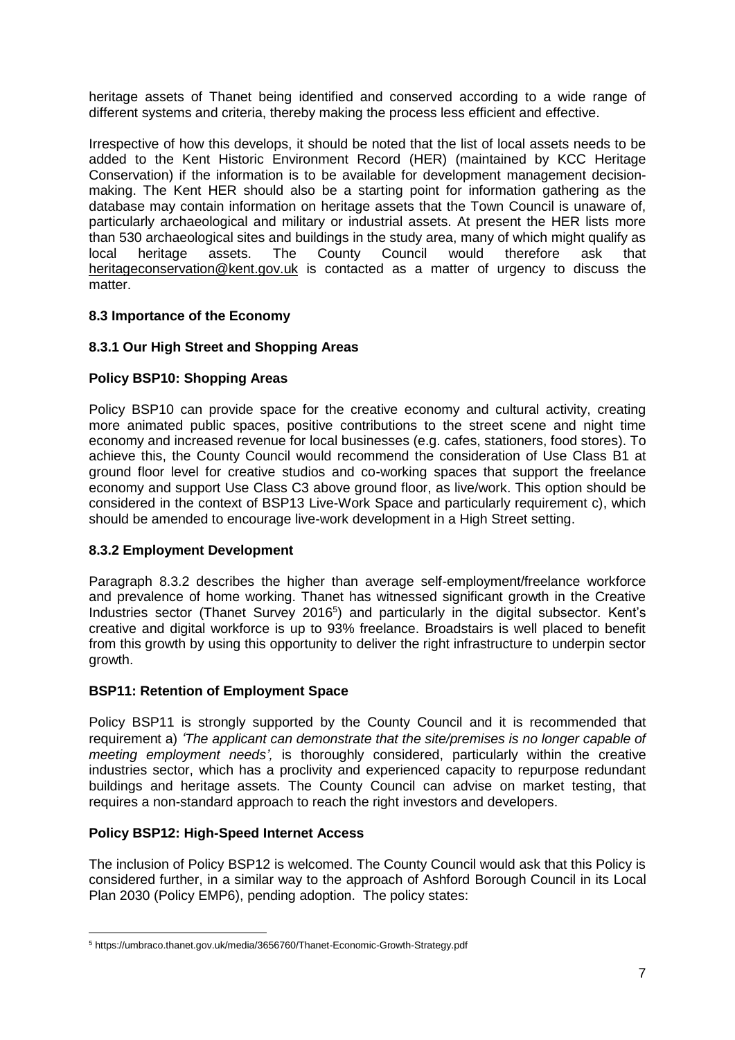heritage assets of Thanet being identified and conserved according to a wide range of different systems and criteria, thereby making the process less efficient and effective.

Irrespective of how this develops, it should be noted that the list of local assets needs to be added to the Kent Historic Environment Record (HER) (maintained by KCC Heritage Conservation) if the information is to be available for development management decision-making. The Kent HER should also be a starting point for information gathering as the database may contain information on heritage assets that the Town Council is unaware of, particularly archaeological and military or industrial assets. At present the HER lists more than 530 archaeological sites and buildings in the study area, many of which might qualify as local heritage assets. The County Council would therefore ask that heritageconservation@kent.gov.uk is contacted as a matter of urgency to discuss the matter.

### 8.3 Importance of the Economy

#### 8.3.1 Our High Street and Shopping Areas

#### Policy BSP10: Shopping Areas

Policy BSP10 can provide space for the creative economy and cultural activity, creating more animated public spaces, positive contributions to the street scene and night time economy and increased revenue for local businesses (e.g. cafes, stationers, food stores). To achieve this, the County Council would recommend the consideration of Use Class B1 at ground floor level for creative studios and co-working spaces that support the freelance economy and support Use Class C3 above ground floor, as live/work. This option should be considered in the context of BSP13 Live-Work Space and particularly requirement c), which should be amended to encourage live-work development in a High Street setting.

#### 8.3.2 Employment Development

Paragraph 8.3.2 describes the higher than average self-employment/freelance workforce and prevalence of home working. Thanet has witnessed significant growth in the Creative Industries sector (Thanet Survey 2016[5]) and particularly in the digital subsector. Kent's creative and digital workforce is up to 93% freelance. Broadstairs is well placed to benefit from this growth by using this opportunity to deliver the right infrastructure to underpin sector growth.

#### BSP11: Retention of Employment Space

Policy BSP11 is strongly supported by the County Council and it is recommended that requirement a) *'The applicant can demonstrate that the site/premises is no longer capable of meeting employment needs',* is thoroughly considered, particularly within the creative industries sector, which has a proclivity and experienced capacity to repurpose redundant buildings and heritage assets. The County Council can advise on market testing, that requires a non-standard approach to reach the right investors and developers.

#### Policy BSP12: High-Speed Internet Access

The inclusion of Policy BSP12 is welcomed. The County Council would ask that this Policy is considered further, in a similar way to the approach of Ashford Borough Council in its Local Plan 2030 (Policy EMP6), pending adoption. The policy states:

---

[5] https://umbraco.thanet.gov.uk/media/3656760/Thanet-Economic-Growth-Strategy.pdf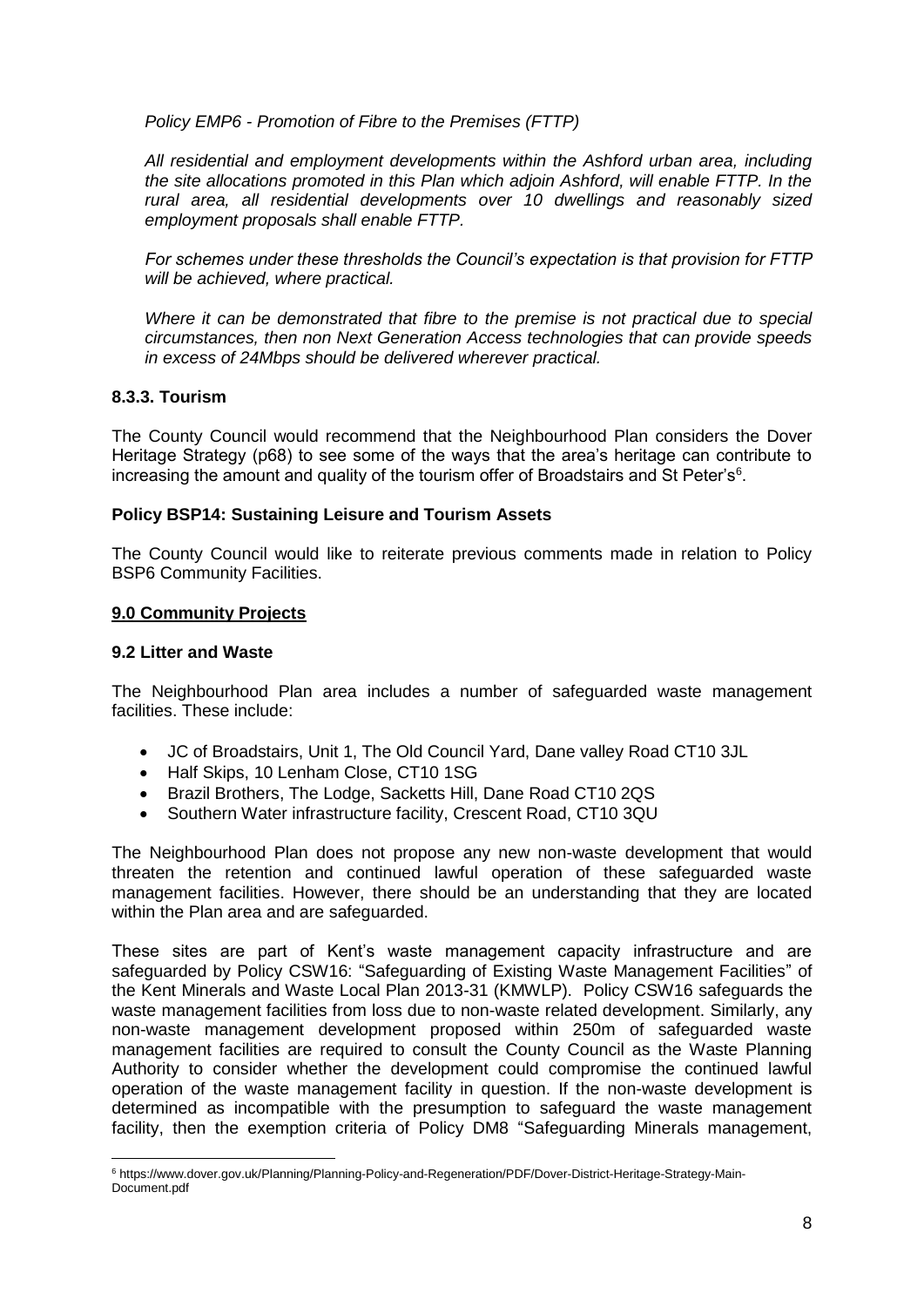*Policy EMP6 - Promotion of Fibre to the Premises (FTTP)*

*All residential and employment developments within the Ashford urban area, including the site allocations promoted in this Plan which adjoin Ashford, will enable FTTP. In the rural area, all residential developments over 10 dwellings and reasonably sized employment proposals shall enable FTTP.*

*For schemes under these thresholds the Council's expectation is that provision for FTTP will be achieved, where practical.*

*Where it can be demonstrated that fibre to the premise is not practical due to special circumstances, then non Next Generation Access technologies that can provide speeds in excess of 24Mbps should be delivered wherever practical.*

### 8.3.3. Tourism

The County Council would recommend that the Neighbourhood Plan considers the Dover Heritage Strategy (p68) to see some of the ways that the area's heritage can contribute to increasing the amount and quality of the tourism offer of Broadstairs and St Peter's[6].

### Policy BSP14: Sustaining Leisure and Tourism Assets

The County Council would like to reiterate previous comments made in relation to Policy BSP6 Community Facilities.

## 9.0 Community Projects

### 9.2 Litter and Waste

The Neighbourhood Plan area includes a number of safeguarded waste management facilities. These include:

- JC of Broadstairs, Unit 1, The Old Council Yard, Dane valley Road CT10 3JL
- Half Skips, 10 Lenham Close, CT10 1SG
- Brazil Brothers, The Lodge, Sacketts Hill, Dane Road CT10 2QS
- Southern Water infrastructure facility, Crescent Road, CT10 3QU

The Neighbourhood Plan does not propose any new non-waste development that would threaten the retention and continued lawful operation of these safeguarded waste management facilities. However, there should be an understanding that they are located within the Plan area and are safeguarded.

These sites are part of Kent's waste management capacity infrastructure and are safeguarded by Policy CSW16: "Safeguarding of Existing Waste Management Facilities" of the Kent Minerals and Waste Local Plan 2013-31 (KMWLP). Policy CSW16 safeguards the waste management facilities from loss due to non-waste related development. Similarly, any non-waste management development proposed within 250m of safeguarded waste management facilities are required to consult the County Council as the Waste Planning Authority to consider whether the development could compromise the continued lawful operation of the waste management facility in question. If the non-waste development is determined as incompatible with the presumption to safeguard the waste management facility, then the exemption criteria of Policy DM8 "Safeguarding Minerals management,

[6] https://www.dover.gov.uk/Planning/Planning-Policy-and-Regeneration/PDF/Dover-District-Heritage-Strategy-Main-Document.pdf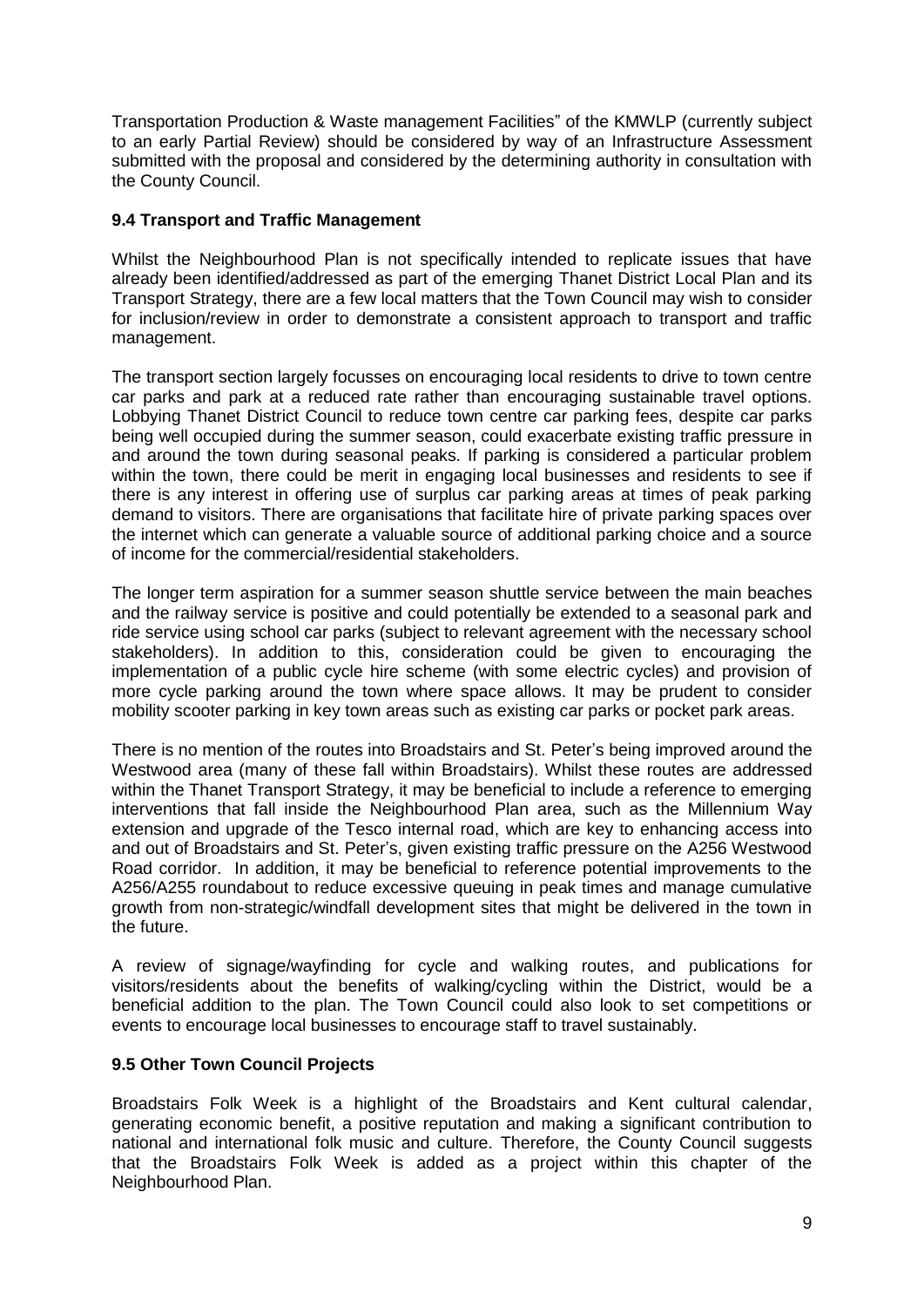Transportation Production & Waste management Facilities" of the KMWLP (currently subject to an early Partial Review) should be considered by way of an Infrastructure Assessment submitted with the proposal and considered by the determining authority in consultation with the County Council.

### 9.4 Transport and Traffic Management

Whilst the Neighbourhood Plan is not specifically intended to replicate issues that have already been identified/addressed as part of the emerging Thanet District Local Plan and its Transport Strategy, there are a few local matters that the Town Council may wish to consider for inclusion/review in order to demonstrate a consistent approach to transport and traffic management.

The transport section largely focusses on encouraging local residents to drive to town centre car parks and park at a reduced rate rather than encouraging sustainable travel options. Lobbying Thanet District Council to reduce town centre car parking fees, despite car parks being well occupied during the summer season, could exacerbate existing traffic pressure in and around the town during seasonal peaks. If parking is considered a particular problem within the town, there could be merit in engaging local businesses and residents to see if there is any interest in offering use of surplus car parking areas at times of peak parking demand to visitors. There are organisations that facilitate hire of private parking spaces over the internet which can generate a valuable source of additional parking choice and a source of income for the commercial/residential stakeholders.

The longer term aspiration for a summer season shuttle service between the main beaches and the railway service is positive and could potentially be extended to a seasonal park and ride service using school car parks (subject to relevant agreement with the necessary school stakeholders). In addition to this, consideration could be given to encouraging the implementation of a public cycle hire scheme (with some electric cycles) and provision of more cycle parking around the town where space allows. It may be prudent to consider mobility scooter parking in key town areas such as existing car parks or pocket park areas.

There is no mention of the routes into Broadstairs and St. Peter's being improved around the Westwood area (many of these fall within Broadstairs). Whilst these routes are addressed within the Thanet Transport Strategy, it may be beneficial to include a reference to emerging interventions that fall inside the Neighbourhood Plan area, such as the Millennium Way extension and upgrade of the Tesco internal road, which are key to enhancing access into and out of Broadstairs and St. Peter's, given existing traffic pressure on the A256 Westwood Road corridor. In addition, it may be beneficial to reference potential improvements to the A256/A255 roundabout to reduce excessive queuing in peak times and manage cumulative growth from non-strategic/windfall development sites that might be delivered in the town in the future.

A review of signage/wayfinding for cycle and walking routes, and publications for visitors/residents about the benefits of walking/cycling within the District, would be a beneficial addition to the plan. The Town Council could also look to set competitions or events to encourage local businesses to encourage staff to travel sustainably.

### 9.5 Other Town Council Projects

Broadstairs Folk Week is a highlight of the Broadstairs and Kent cultural calendar, generating economic benefit, a positive reputation and making a significant contribution to national and international folk music and culture. Therefore, the County Council suggests that the Broadstairs Folk Week is added as a project within this chapter of the Neighbourhood Plan.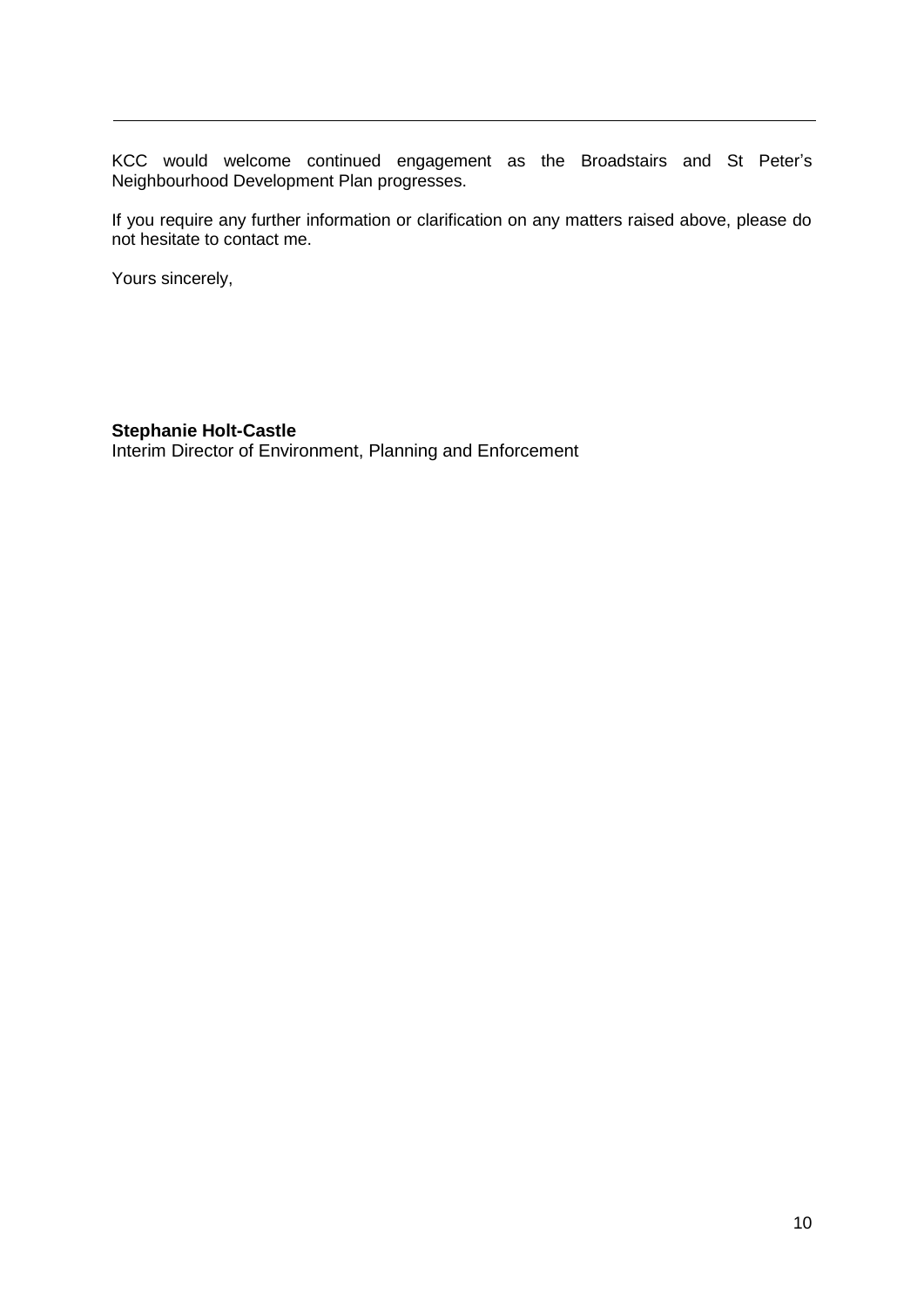KCC would welcome continued engagement as the Broadstairs and St Peter's Neighbourhood Development Plan progresses.

If you require any further information or clarification on any matters raised above, please do not hesitate to contact me.

Yours sincerely,

**Stephanie Holt-Castle**
Interim Director of Environment, Planning and Enforcement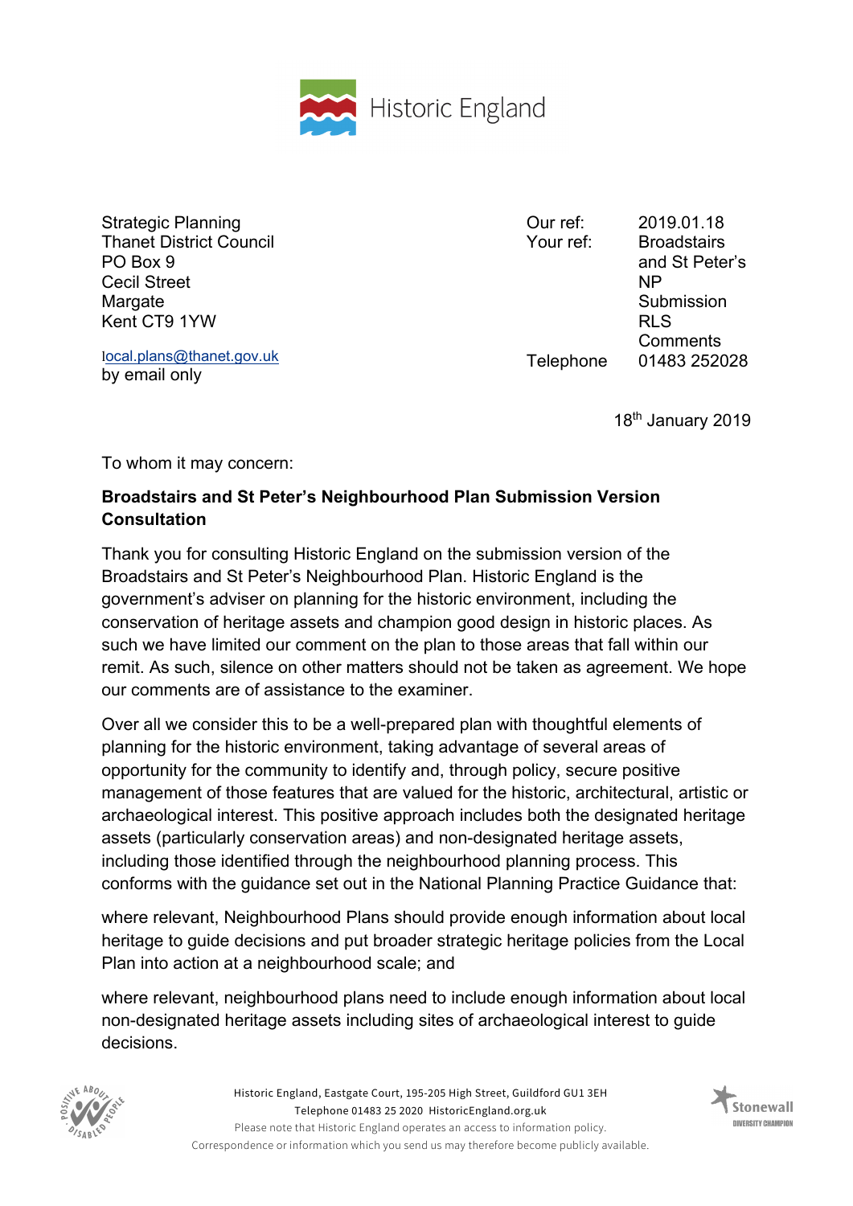Historic England

Strategic Planning
Thanet District Council
PO Box 9
Cecil Street
Margate
Kent CT9 1YW

local.plans@thanet.gov.uk
by email only

Our ref: 2019.01.18
Your ref: Broadstairs and St Peter's NP Submission RLS Comments
Telephone 01483 252028

18th January 2019

To whom it may concern:

**Broadstairs and St Peter's Neighbourhood Plan Submission Version Consultation**

Thank you for consulting Historic England on the submission version of the Broadstairs and St Peter's Neighbourhood Plan. Historic England is the government's adviser on planning for the historic environment, including the conservation of heritage assets and champion good design in historic places. As such we have limited our comment on the plan to those areas that fall within our remit. As such, silence on other matters should not be taken as agreement. We hope our comments are of assistance to the examiner.

Over all we consider this to be a well-prepared plan with thoughtful elements of planning for the historic environment, taking advantage of several areas of opportunity for the community to identify and, through policy, secure positive management of those features that are valued for the historic, architectural, artistic or archaeological interest. This positive approach includes both the designated heritage assets (particularly conservation areas) and non-designated heritage assets, including those identified through the neighbourhood planning process. This conforms with the guidance set out in the National Planning Practice Guidance that:

where relevant, Neighbourhood Plans should provide enough information about local heritage to guide decisions and put broader strategic heritage policies from the Local Plan into action at a neighbourhood scale; and

where relevant, neighbourhood plans need to include enough information about local non-designated heritage assets including sites of archaeological interest to guide decisions.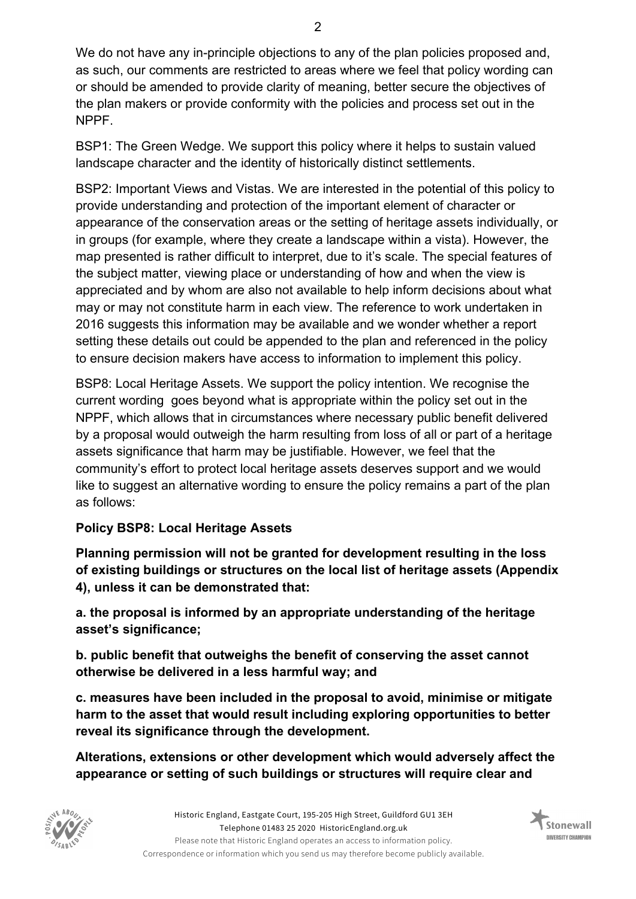We do not have any in-principle objections to any of the plan policies proposed and, as such, our comments are restricted to areas where we feel that policy wording can or should be amended to provide clarity of meaning, better secure the objectives of the plan makers or provide conformity with the policies and process set out in the NPPF.

BSP1: The Green Wedge. We support this policy where it helps to sustain valued landscape character and the identity of historically distinct settlements.

BSP2: Important Views and Vistas. We are interested in the potential of this policy to provide understanding and protection of the important element of character or appearance of the conservation areas or the setting of heritage assets individually, or in groups (for example, where they create a landscape within a vista). However, the map presented is rather difficult to interpret, due to it's scale. The special features of the subject matter, viewing place or understanding of how and when the view is appreciated and by whom are also not available to help inform decisions about what may or may not constitute harm in each view. The reference to work undertaken in 2016 suggests this information may be available and we wonder whether a report setting these details out could be appended to the plan and referenced in the policy to ensure decision makers have access to information to implement this policy.

BSP8: Local Heritage Assets. We support the policy intention. We recognise the current wording goes beyond what is appropriate within the policy set out in the NPPF, which allows that in circumstances where necessary public benefit delivered by a proposal would outweigh the harm resulting from loss of all or part of a heritage assets significance that harm may be justifiable. However, we feel that the community's effort to protect local heritage assets deserves support and we would like to suggest an alternative wording to ensure the policy remains a part of the plan as follows:

**Policy BSP8: Local Heritage Assets**

**Planning permission will not be granted for development resulting in the loss of existing buildings or structures on the local list of heritage assets (Appendix 4), unless it can be demonstrated that:**

**a. the proposal is informed by an appropriate understanding of the heritage asset's significance;**

**b. public benefit that outweighs the benefit of conserving the asset cannot otherwise be delivered in a less harmful way; and**

**c. measures have been included in the proposal to avoid, minimise or mitigate harm to the asset that would result including exploring opportunities to better reveal its significance through the development.**

**Alterations, extensions or other development which would adversely affect the appearance or setting of such buildings or structures will require clear and**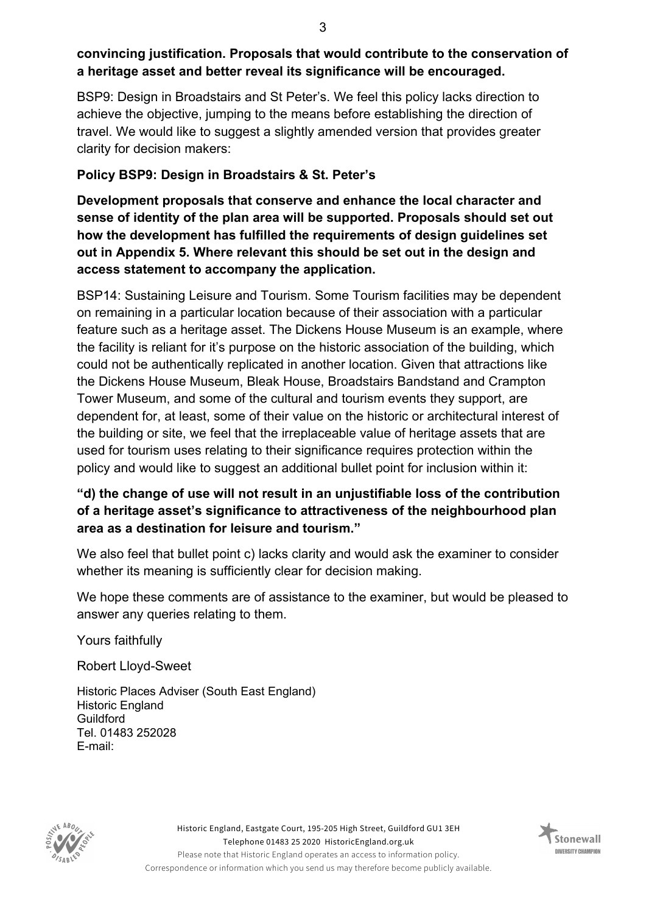**convincing justification. Proposals that would contribute to the conservation of a heritage asset and better reveal its significance will be encouraged.**

BSP9: Design in Broadstairs and St Peter's. We feel this policy lacks direction to achieve the objective, jumping to the means before establishing the direction of travel. We would like to suggest a slightly amended version that provides greater clarity for decision makers:

**Policy BSP9: Design in Broadstairs & St. Peter's**

**Development proposals that conserve and enhance the local character and sense of identity of the plan area will be supported. Proposals should set out how the development has fulfilled the requirements of design guidelines set out in Appendix 5. Where relevant this should be set out in the design and access statement to accompany the application.**

BSP14: Sustaining Leisure and Tourism. Some Tourism facilities may be dependent on remaining in a particular location because of their association with a particular feature such as a heritage asset. The Dickens House Museum is an example, where the facility is reliant for it's purpose on the historic association of the building, which could not be authentically replicated in another location. Given that attractions like the Dickens House Museum, Bleak House, Broadstairs Bandstand and Crampton Tower Museum, and some of the cultural and tourism events they support, are dependent for, at least, some of their value on the historic or architectural interest of the building or site, we feel that the irreplaceable value of heritage assets that are used for tourism uses relating to their significance requires protection within the policy and would like to suggest an additional bullet point for inclusion within it:

**"d) the change of use will not result in an unjustifiable loss of the contribution of a heritage asset's significance to attractiveness of the neighbourhood plan area as a destination for leisure and tourism."**

We also feel that bullet point c) lacks clarity and would ask the examiner to consider whether its meaning is sufficiently clear for decision making.

We hope these comments are of assistance to the examiner, but would be pleased to answer any queries relating to them.

Yours faithfully

Robert Lloyd-Sweet

Historic Places Adviser (South East England)
Historic England
Guildford
Tel. 01483 252028
E-mail:

Historic England, Eastgate Court, 195-205 High Street, Guildford GU1 3EH
Telephone 01483 25 2020 HistoricEngland.org.uk
Please note that Historic England operates an access to information policy.
Correspondence or information which you send us may therefore become publicly available.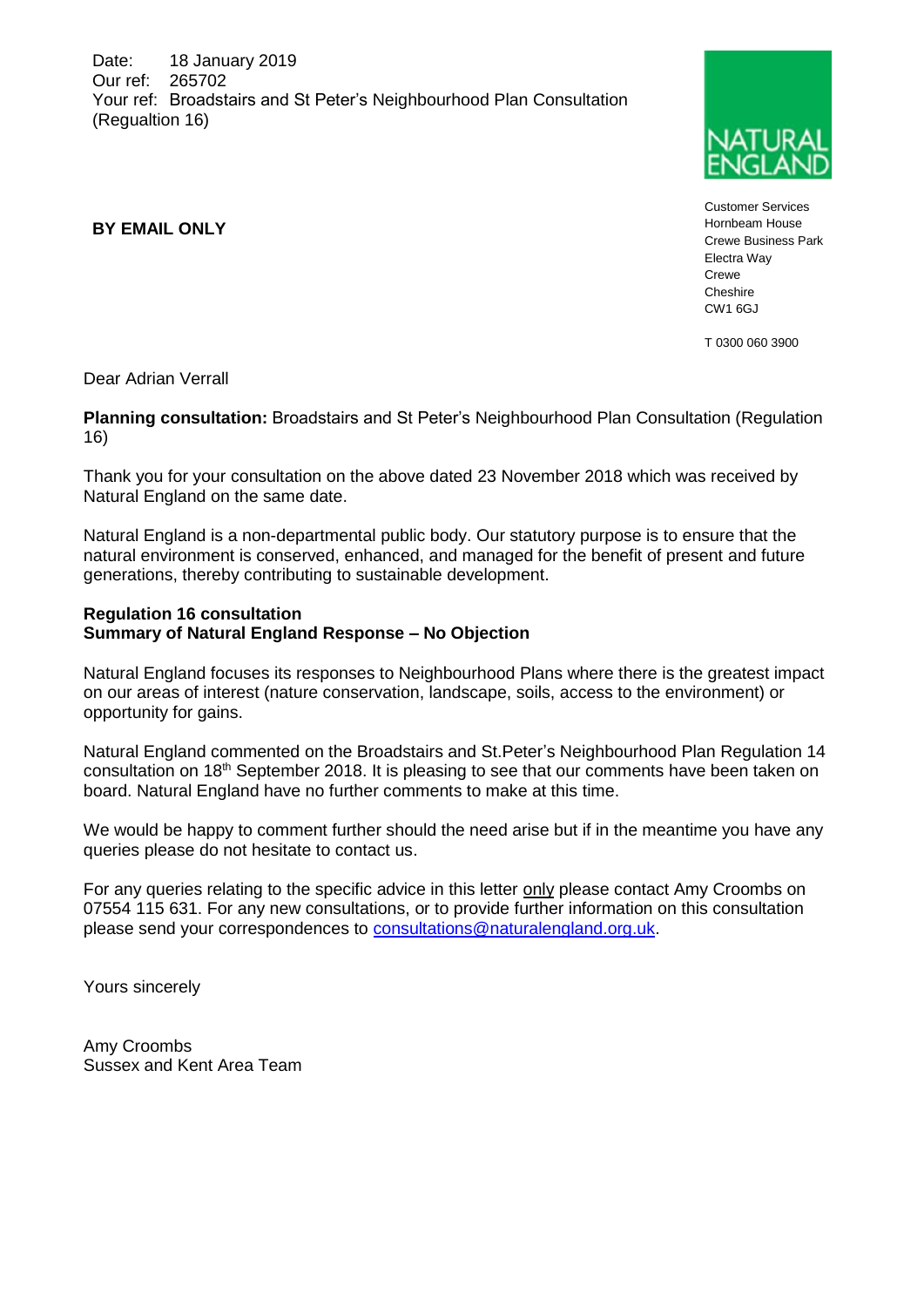Date: 18 January 2019
Our ref: 265702
Your ref: Broadstairs and St Peter's Neighbourhood Plan Consultation (Regualtion 16)

NATURAL ENGLAND

Customer Services
Hornbeam House
Crewe Business Park
Electra Way
Crewe
Cheshire
CW1 6GJ

T 0300 060 3900

**BY EMAIL ONLY**

Dear Adrian Verrall

**Planning consultation:** Broadstairs and St Peter's Neighbourhood Plan Consultation (Regulation 16)

Thank you for your consultation on the above dated 23 November 2018 which was received by Natural England on the same date.

Natural England is a non-departmental public body. Our statutory purpose is to ensure that the natural environment is conserved, enhanced, and managed for the benefit of present and future generations, thereby contributing to sustainable development.

**Regulation 16 consultation**
**Summary of Natural England Response – No Objection**

Natural England focuses its responses to Neighbourhood Plans where there is the greatest impact on our areas of interest (nature conservation, landscape, soils, access to the environment) or opportunity for gains.

Natural England commented on the Broadstairs and St.Peter's Neighbourhood Plan Regulation 14 consultation on 18th September 2018. It is pleasing to see that our comments have been taken on board. Natural England have no further comments to make at this time.

We would be happy to comment further should the need arise but if in the meantime you have any queries please do not hesitate to contact us.

For any queries relating to the specific advice in this letter only please contact Amy Croombs on 07554 115 631. For any new consultations, or to provide further information on this consultation please send your correspondences to consultations@naturalengland.org.uk.

Yours sincerely

Amy Croombs
Sussex and Kent Area Team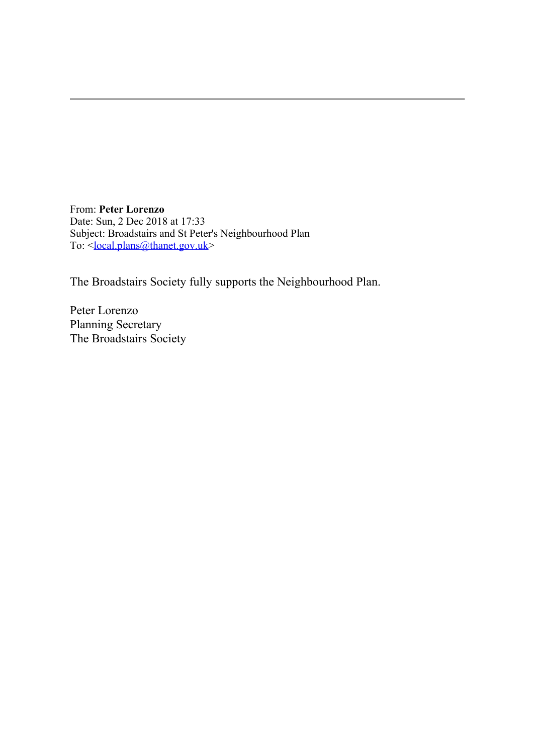From: **Peter Lorenzo**
Date: Sun, 2 Dec 2018 at 17:33
Subject: Broadstairs and St Peter's Neighbourhood Plan
To: <local.plans@thanet.gov.uk>

The Broadstairs Society fully supports the Neighbourhood Plan.

Peter Lorenzo
Planning Secretary
The Broadstairs Society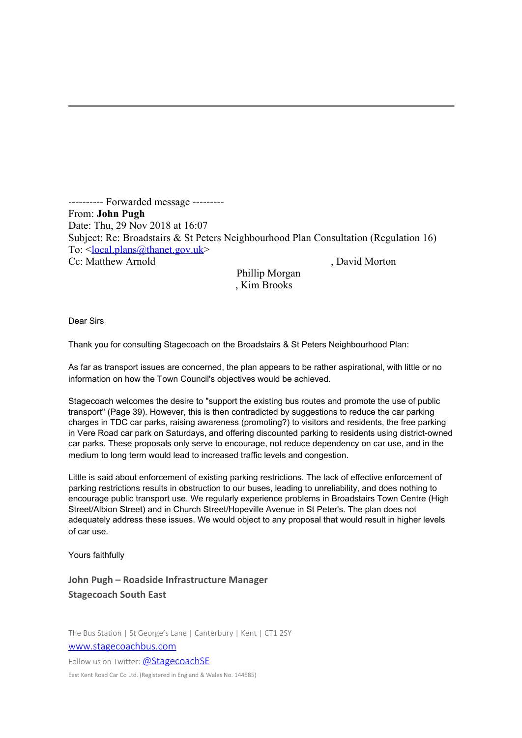---

---------- Forwarded message ---------
From: **John Pugh**
Date: Thu, 29 Nov 2018 at 16:07
Subject: Re: Broadstairs & St Peters Neighbourhood Plan Consultation (Regulation 16)
To: <local.plans@thanet.gov.uk>
Cc: Matthew Arnold , David Morton
Phillip Morgan
, Kim Brooks

Dear Sirs

Thank you for consulting Stagecoach on the Broadstairs & St Peters Neighbourhood Plan:

As far as transport issues are concerned, the plan appears to be rather aspirational, with little or no information on how the Town Council's objectives would be achieved.

Stagecoach welcomes the desire to "support the existing bus routes and promote the use of public transport" (Page 39). However, this is then contradicted by suggestions to reduce the car parking charges in TDC car parks, raising awareness (promoting?) to visitors and residents, the free parking in Vere Road car park on Saturdays, and offering discounted parking to residents using district-owned car parks. These proposals only serve to encourage, not reduce dependency on car use, and in the medium to long term would lead to increased traffic levels and congestion.

Little is said about enforcement of existing parking restrictions. The lack of effective enforcement of parking restrictions results in obstruction to our buses, leading to unreliability, and does nothing to encourage public transport use. We regularly experience problems in Broadstairs Town Centre (High Street/Albion Street) and in Church Street/Hopeville Avenue in St Peter's. The plan does not adequately address these issues. We would object to any proposal that would result in higher levels of car use.

Yours faithfully

**John Pugh – Roadside Infrastructure Manager**
**Stagecoach South East**

The Bus Station | St George's Lane | Canterbury | Kent | CT1 2SY
www.stagecoachbus.com
Follow us on Twitter: @StagecoachSE
East Kent Road Car Co Ltd. (Registered in England & Wales No. 144585)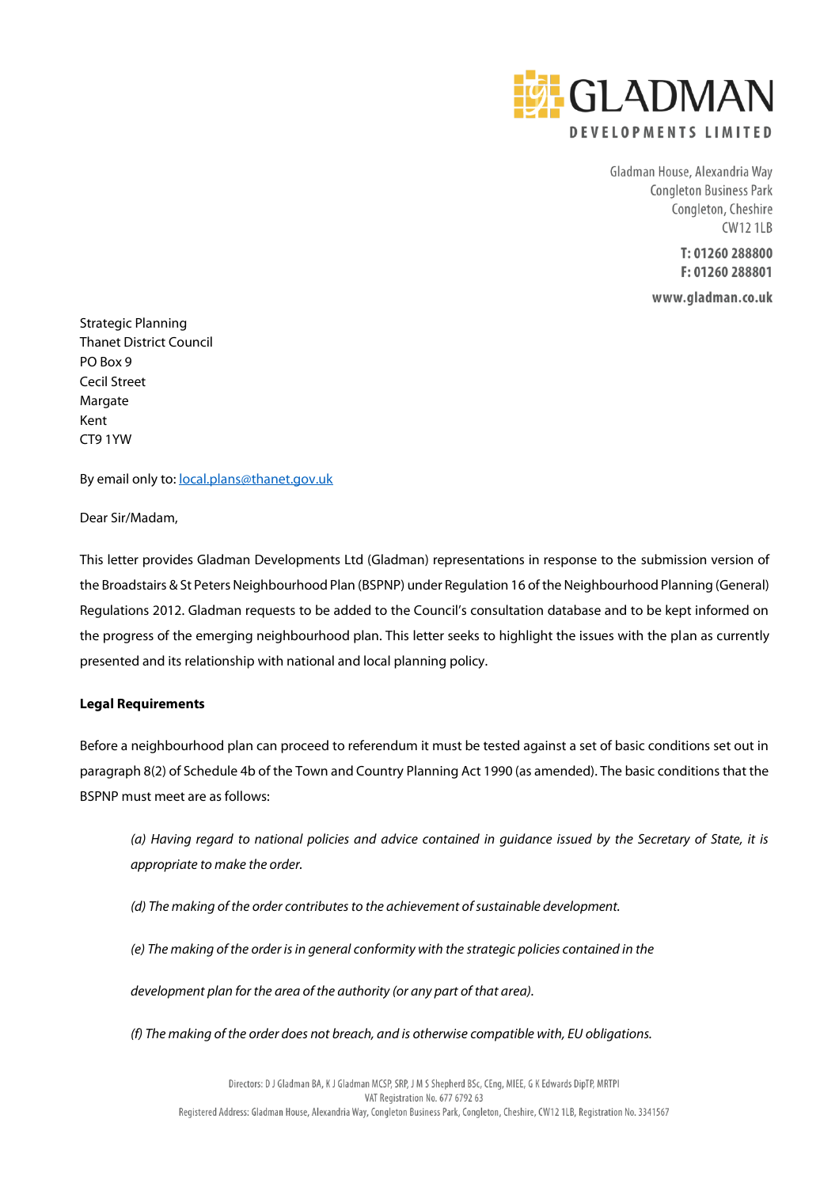Gladman House, Alexandria Way
Congleton Business Park
Congleton, Cheshire
CW12 1LB

**T: 01260 288800**
**F: 01260 288801**

**www.gladman.co.uk**

Strategic Planning
Thanet District Council
PO Box 9
Cecil Street
Margate
Kent
CT9 1YW

By email only to: local.plans@thanet.gov.uk

Dear Sir/Madam,

This letter provides Gladman Developments Ltd (Gladman) representations in response to the submission version of the Broadstairs & St Peters Neighbourhood Plan (BSPNP) under Regulation 16 of the Neighbourhood Planning (General) Regulations 2012. Gladman requests to be added to the Council's consultation database and to be kept informed on the progress of the emerging neighbourhood plan. This letter seeks to highlight the issues with the plan as currently presented and its relationship with national and local planning policy.

**Legal Requirements**

Before a neighbourhood plan can proceed to referendum it must be tested against a set of basic conditions set out in paragraph 8(2) of Schedule 4b of the Town and Country Planning Act 1990 (as amended). The basic conditions that the BSPNP must meet are as follows:

> *(a) Having regard to national policies and advice contained in guidance issued by the Secretary of State, it is appropriate to make the order.*
>
> *(d) The making of the order contributes to the achievement of sustainable development.*
>
> *(e) The making of the order is in general conformity with the strategic policies contained in the development plan for the area of the authority (or any part of that area).*
>
> *(f) The making of the order does not breach, and is otherwise compatible with, EU obligations.*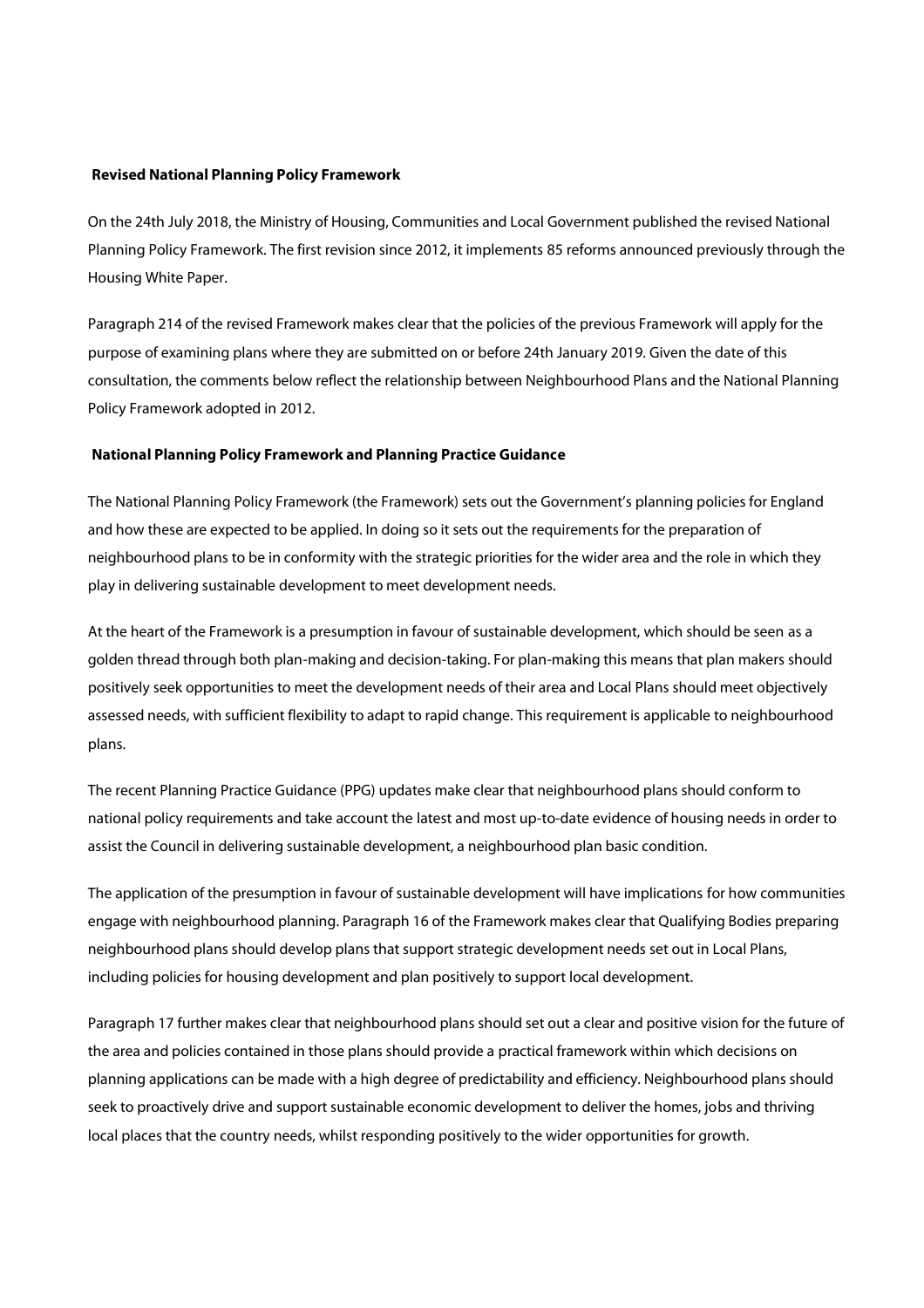**Revised National Planning Policy Framework**

On the 24th July 2018, the Ministry of Housing, Communities and Local Government published the revised National Planning Policy Framework. The first revision since 2012, it implements 85 reforms announced previously through the Housing White Paper.

Paragraph 214 of the revised Framework makes clear that the policies of the previous Framework will apply for the purpose of examining plans where they are submitted on or before 24th January 2019. Given the date of this consultation, the comments below reflect the relationship between Neighbourhood Plans and the National Planning Policy Framework adopted in 2012.

**National Planning Policy Framework and Planning Practice Guidance**

The National Planning Policy Framework (the Framework) sets out the Government's planning policies for England and how these are expected to be applied. In doing so it sets out the requirements for the preparation of neighbourhood plans to be in conformity with the strategic priorities for the wider area and the role in which they play in delivering sustainable development to meet development needs.

At the heart of the Framework is a presumption in favour of sustainable development, which should be seen as a golden thread through both plan-making and decision-taking. For plan-making this means that plan makers should positively seek opportunities to meet the development needs of their area and Local Plans should meet objectively assessed needs, with sufficient flexibility to adapt to rapid change. This requirement is applicable to neighbourhood plans.

The recent Planning Practice Guidance (PPG) updates make clear that neighbourhood plans should conform to national policy requirements and take account the latest and most up-to-date evidence of housing needs in order to assist the Council in delivering sustainable development, a neighbourhood plan basic condition.

The application of the presumption in favour of sustainable development will have implications for how communities engage with neighbourhood planning. Paragraph 16 of the Framework makes clear that Qualifying Bodies preparing neighbourhood plans should develop plans that support strategic development needs set out in Local Plans, including policies for housing development and plan positively to support local development.

Paragraph 17 further makes clear that neighbourhood plans should set out a clear and positive vision for the future of the area and policies contained in those plans should provide a practical framework within which decisions on planning applications can be made with a high degree of predictability and efficiency. Neighbourhood plans should seek to proactively drive and support sustainable economic development to deliver the homes, jobs and thriving local places that the country needs, whilst responding positively to the wider opportunities for growth.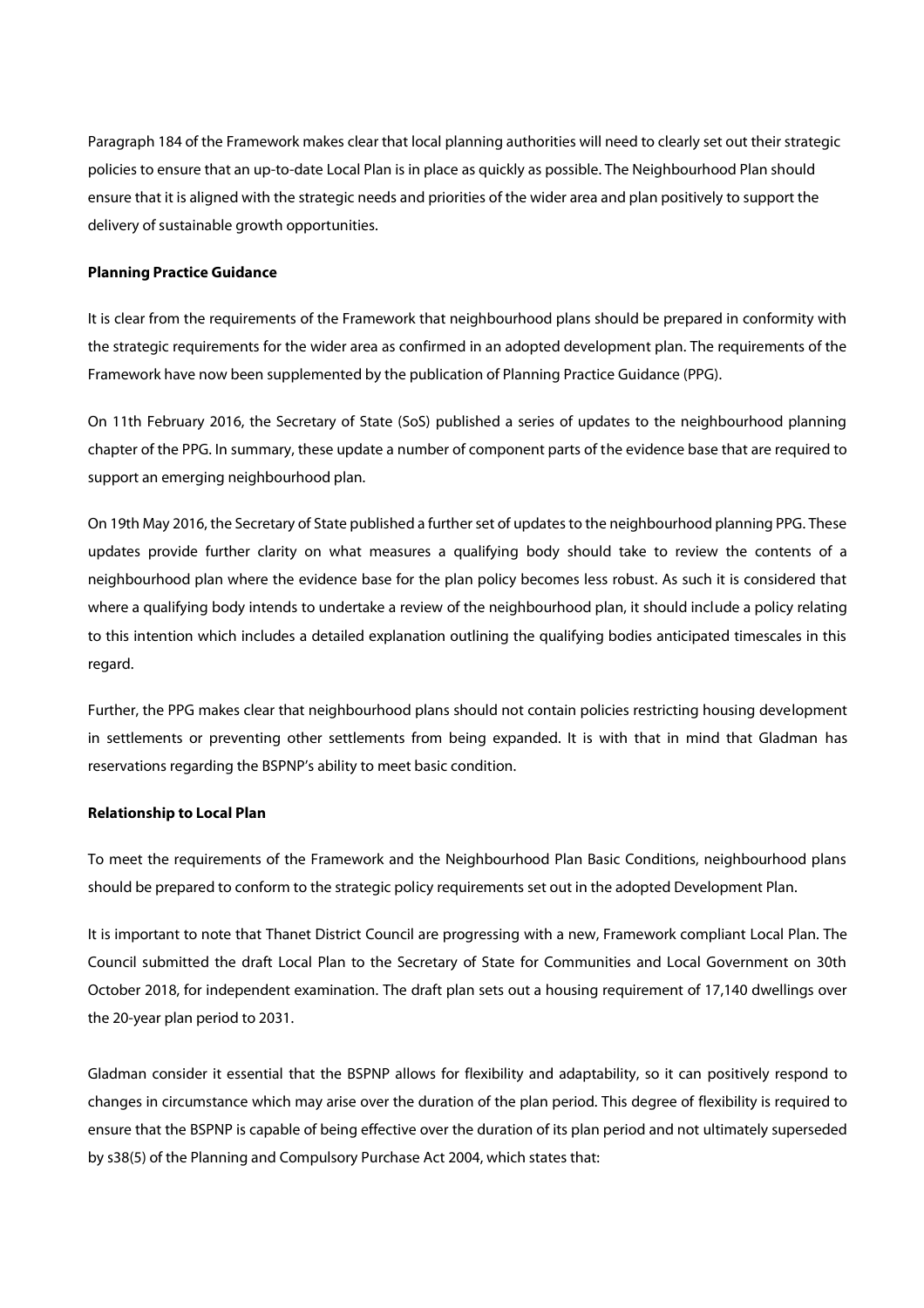Paragraph 184 of the Framework makes clear that local planning authorities will need to clearly set out their strategic policies to ensure that an up-to-date Local Plan is in place as quickly as possible. The Neighbourhood Plan should ensure that it is aligned with the strategic needs and priorities of the wider area and plan positively to support the delivery of sustainable growth opportunities.

**Planning Practice Guidance**

It is clear from the requirements of the Framework that neighbourhood plans should be prepared in conformity with the strategic requirements for the wider area as confirmed in an adopted development plan. The requirements of the Framework have now been supplemented by the publication of Planning Practice Guidance (PPG).

On 11th February 2016, the Secretary of State (SoS) published a series of updates to the neighbourhood planning chapter of the PPG. In summary, these update a number of component parts of the evidence base that are required to support an emerging neighbourhood plan.

On 19th May 2016, the Secretary of State published a further set of updates to the neighbourhood planning PPG. These updates provide further clarity on what measures a qualifying body should take to review the contents of a neighbourhood plan where the evidence base for the plan policy becomes less robust. As such it is considered that where a qualifying body intends to undertake a review of the neighbourhood plan, it should include a policy relating to this intention which includes a detailed explanation outlining the qualifying bodies anticipated timescales in this regard.

Further, the PPG makes clear that neighbourhood plans should not contain policies restricting housing development in settlements or preventing other settlements from being expanded. It is with that in mind that Gladman has reservations regarding the BSPNP's ability to meet basic condition.

**Relationship to Local Plan**

To meet the requirements of the Framework and the Neighbourhood Plan Basic Conditions, neighbourhood plans should be prepared to conform to the strategic policy requirements set out in the adopted Development Plan.

It is important to note that Thanet District Council are progressing with a new, Framework compliant Local Plan. The Council submitted the draft Local Plan to the Secretary of State for Communities and Local Government on 30th October 2018, for independent examination. The draft plan sets out a housing requirement of 17,140 dwellings over the 20-year plan period to 2031.

Gladman consider it essential that the BSPNP allows for flexibility and adaptability, so it can positively respond to changes in circumstance which may arise over the duration of the plan period. This degree of flexibility is required to ensure that the BSPNP is capable of being effective over the duration of its plan period and not ultimately superseded by s38(5) of the Planning and Compulsory Purchase Act 2004, which states that: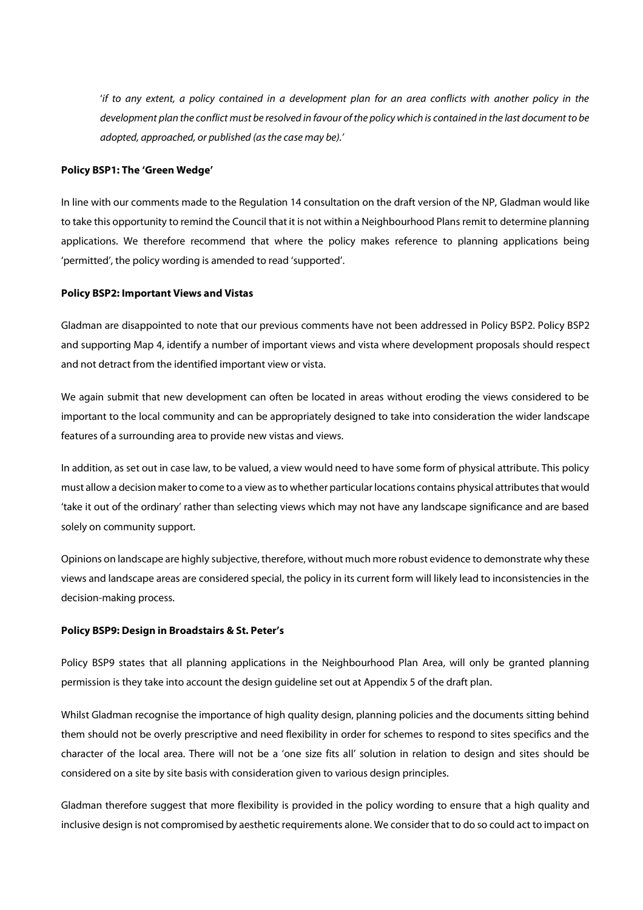*'if to any extent, a policy contained in a development plan for an area conflicts with another policy in the development plan the conflict must be resolved in favour of the policy which is contained in the last document to be adopted, approached, or published (as the case may be).'*

**Policy BSP1: The 'Green Wedge'**

In line with our comments made to the Regulation 14 consultation on the draft version of the NP, Gladman would like to take this opportunity to remind the Council that it is not within a Neighbourhood Plans remit to determine planning applications. We therefore recommend that where the policy makes reference to planning applications being 'permitted', the policy wording is amended to read 'supported'.

**Policy BSP2: Important Views and Vistas**

Gladman are disappointed to note that our previous comments have not been addressed in Policy BSP2. Policy BSP2 and supporting Map 4, identify a number of important views and vista where development proposals should respect and not detract from the identified important view or vista.

We again submit that new development can often be located in areas without eroding the views considered to be important to the local community and can be appropriately designed to take into consideration the wider landscape features of a surrounding area to provide new vistas and views.

In addition, as set out in case law, to be valued, a view would need to have some form of physical attribute. This policy must allow a decision maker to come to a view as to whether particular locations contains physical attributes that would 'take it out of the ordinary' rather than selecting views which may not have any landscape significance and are based solely on community support.

Opinions on landscape are highly subjective, therefore, without much more robust evidence to demonstrate why these views and landscape areas are considered special, the policy in its current form will likely lead to inconsistencies in the decision-making process.

**Policy BSP9: Design in Broadstairs & St. Peter's**

Policy BSP9 states that all planning applications in the Neighbourhood Plan Area, will only be granted planning permission is they take into account the design guideline set out at Appendix 5 of the draft plan.

Whilst Gladman recognise the importance of high quality design, planning policies and the documents sitting behind them should not be overly prescriptive and need flexibility in order for schemes to respond to sites specifics and the character of the local area. There will not be a 'one size fits all' solution in relation to design and sites should be considered on a site by site basis with consideration given to various design principles.

Gladman therefore suggest that more flexibility is provided in the policy wording to ensure that a high quality and inclusive design is not compromised by aesthetic requirements alone. We consider that to do so could act to impact on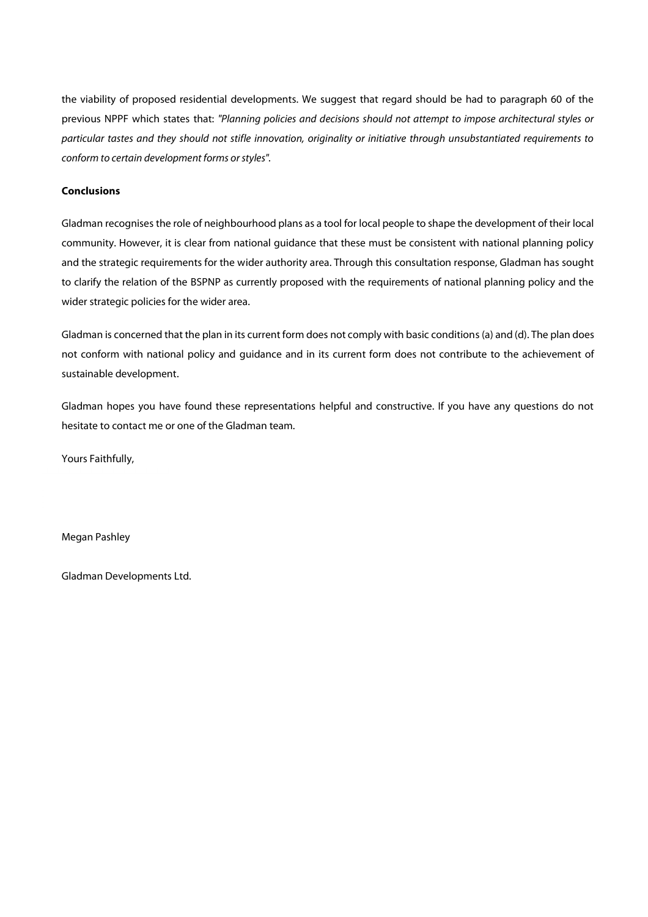the viability of proposed residential developments. We suggest that regard should be had to paragraph 60 of the previous NPPF which states that: *"Planning policies and decisions should not attempt to impose architectural styles or particular tastes and they should not stifle innovation, originality or initiative through unsubstantiated requirements to conform to certain development forms or styles"*.

**Conclusions**

Gladman recognises the role of neighbourhood plans as a tool for local people to shape the development of their local community. However, it is clear from national guidance that these must be consistent with national planning policy and the strategic requirements for the wider authority area. Through this consultation response, Gladman has sought to clarify the relation of the BSPNP as currently proposed with the requirements of national planning policy and the wider strategic policies for the wider area.

Gladman is concerned that the plan in its current form does not comply with basic conditions (a) and (d). The plan does not conform with national policy and guidance and in its current form does not contribute to the achievement of sustainable development.

Gladman hopes you have found these representations helpful and constructive. If you have any questions do not hesitate to contact me or one of the Gladman team.

Yours Faithfully,

Megan Pashley

Gladman Developments Ltd.